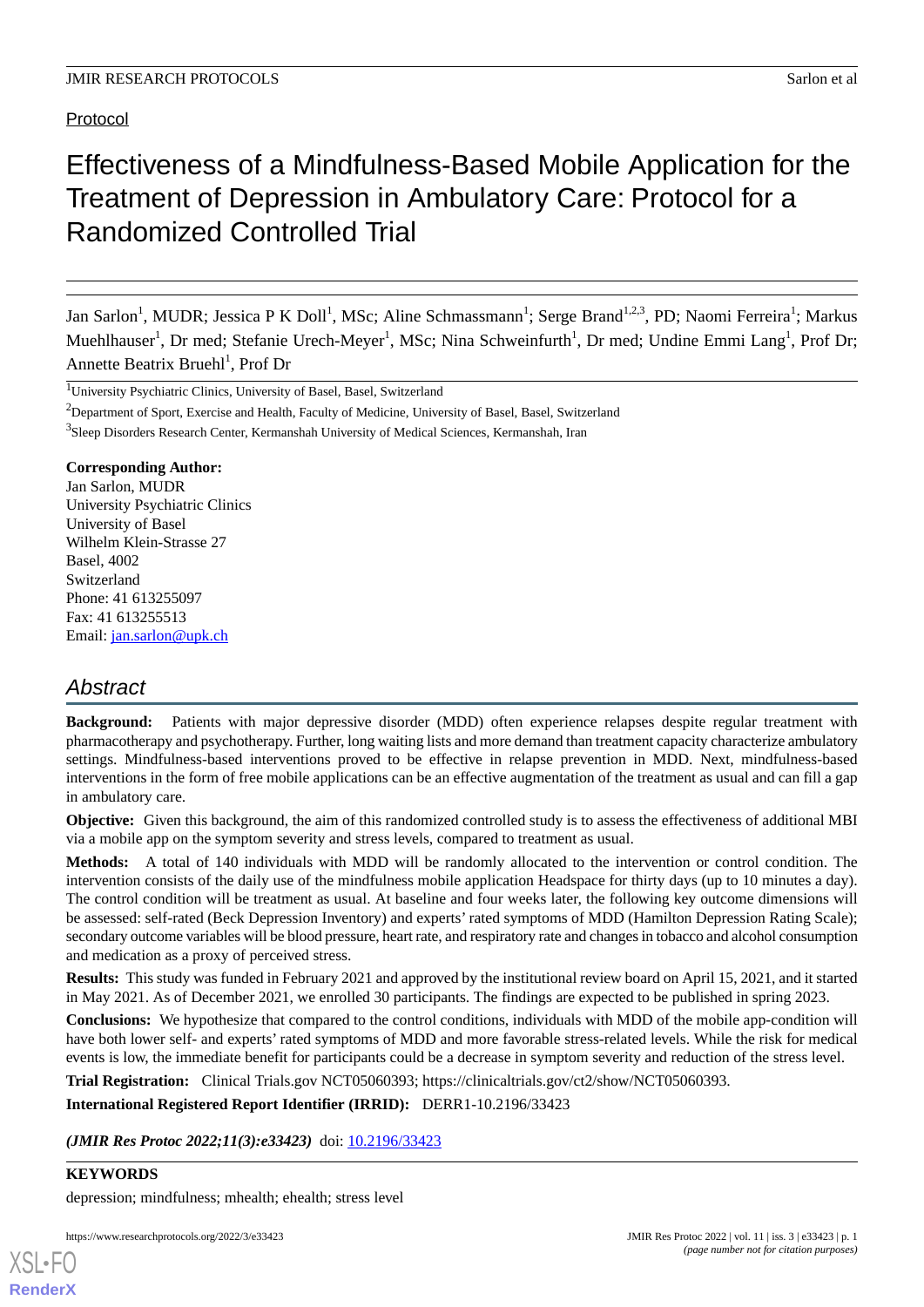Protocol

# Effectiveness of a Mindfulness-Based Mobile Application for the Treatment of Depression in Ambulatory Care: Protocol for a Randomized Controlled Trial

Jan Sarlon[1], MUDR; Jessica P K Doll[1], MSc; Aline Schmassmann[1]; Serge Brand[1,2,3], PD; Naomi Ferreira[1]; Markus Muehlhauser[1], Dr med; Stefanie Urech-Meyer[1], MSc; Nina Schweinfurth[1], Dr med; Undine Emmi Lang[1], Prof Dr; Annette Beatrix Bruehl[1], Prof Dr

[1]University Psychiatric Clinics, University of Basel, Basel, Switzerland

[2]Department of Sport, Exercise and Health, Faculty of Medicine, University of Basel, Basel, Switzerland

[3]Sleep Disorders Research Center, Kermanshah University of Medical Sciences, Kermanshah, Iran

**Corresponding Author:**
Jan Sarlon, MUDR
University Psychiatric Clinics
University of Basel
Wilhelm Klein-Strasse 27
Basel, 4002
Switzerland
Phone: 41 613255097
Fax: 41 613255513
Email: jan.sarlon@upk.ch

## Abstract

**Background:** Patients with major depressive disorder (MDD) often experience relapses despite regular treatment with pharmacotherapy and psychotherapy. Further, long waiting lists and more demand than treatment capacity characterize ambulatory settings. Mindfulness-based interventions proved to be effective in relapse prevention in MDD. Next, mindfulness-based interventions in the form of free mobile applications can be an effective augmentation of the treatment as usual and can fill a gap in ambulatory care.

**Objective:** Given this background, the aim of this randomized controlled study is to assess the effectiveness of additional MBI via a mobile app on the symptom severity and stress levels, compared to treatment as usual.

**Methods:** A total of 140 individuals with MDD will be randomly allocated to the intervention or control condition. The intervention consists of the daily use of the mindfulness mobile application Headspace for thirty days (up to 10 minutes a day). The control condition will be treatment as usual. At baseline and four weeks later, the following key outcome dimensions will be assessed: self-rated (Beck Depression Inventory) and experts' rated symptoms of MDD (Hamilton Depression Rating Scale); secondary outcome variables will be blood pressure, heart rate, and respiratory rate and changes in tobacco and alcohol consumption and medication as a proxy of perceived stress.

**Results:** This study was funded in February 2021 and approved by the institutional review board on April 15, 2021, and it started in May 2021. As of December 2021, we enrolled 30 participants. The findings are expected to be published in spring 2023.

**Conclusions:** We hypothesize that compared to the control conditions, individuals with MDD of the mobile app-condition will have both lower self- and experts' rated symptoms of MDD and more favorable stress-related levels. While the risk for medical events is low, the immediate benefit for participants could be a decrease in symptom severity and reduction of the stress level.

**Trial Registration:** Clinical Trials.gov NCT05060393; https://clinicaltrials.gov/ct2/show/NCT05060393.

**International Registered Report Identifier (IRRID):** DERR1-10.2196/33423

***(JMIR Res Protoc 2022;11(3):e33423)*** doi: 10.2196/33423

**KEYWORDS**

depression; mindfulness; mhealth; ehealth; stress level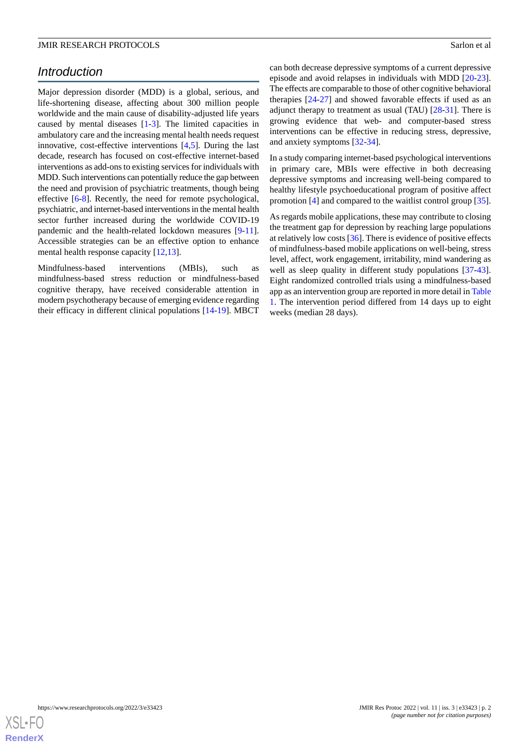## Introduction

Major depression disorder (MDD) is a global, serious, and life-shortening disease, affecting about 300 million people worldwide and the main cause of disability-adjusted life years caused by mental diseases [1-3]. The limited capacities in ambulatory care and the increasing mental health needs request innovative, cost-effective interventions [4,5]. During the last decade, research has focused on cost-effective internet-based interventions as add-ons to existing services for individuals with MDD. Such interventions can potentially reduce the gap between the need and provision of psychiatric treatments, though being effective [6-8]. Recently, the need for remote psychological, psychiatric, and internet-based interventions in the mental health sector further increased during the worldwide COVID-19 pandemic and the health-related lockdown measures [9-11]. Accessible strategies can be an effective option to enhance mental health response capacity [12,13].

Mindfulness-based interventions (MBIs), such as mindfulness-based stress reduction or mindfulness-based cognitive therapy, have received considerable attention in modern psychotherapy because of emerging evidence regarding their efficacy in different clinical populations [14-19]. MBCT can both decrease depressive symptoms of a current depressive episode and avoid relapses in individuals with MDD [20-23]. The effects are comparable to those of other cognitive behavioral therapies [24-27] and showed favorable effects if used as an adjunct therapy to treatment as usual (TAU) [28-31]. There is growing evidence that web- and computer-based stress interventions can be effective in reducing stress, depressive, and anxiety symptoms [32-34].

In a study comparing internet-based psychological interventions in primary care, MBIs were effective in both decreasing depressive symptoms and increasing well-being compared to healthy lifestyle psychoeducational program of positive affect promotion [4] and compared to the waitlist control group [35].

As regards mobile applications, these may contribute to closing the treatment gap for depression by reaching large populations at relatively low costs [36]. There is evidence of positive effects of mindfulness-based mobile applications on well-being, stress level, affect, work engagement, irritability, mind wandering as well as sleep quality in different study populations [37-43]. Eight randomized controlled trials using a mindfulness-based app as an intervention group are reported in more detail in Table 1. The intervention period differed from 14 days up to eight weeks (median 28 days).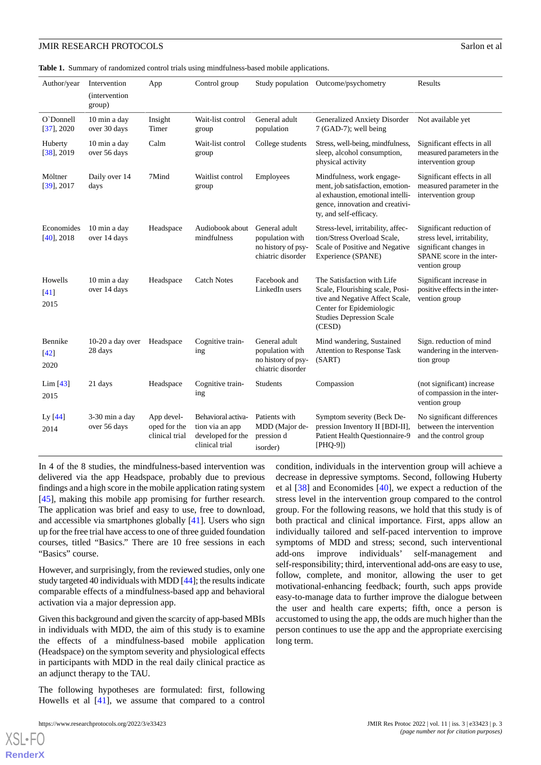**Table 1.** Summary of randomized control trials using mindfulness-based mobile applications.

| Author/year | Intervention (intervention group) | App | Control group | Study population | Outcome/psychometry | Results |
|---|---|---|---|---|---|---|
| O`Donnell [37], 2020 | 10 min a day over 30 days | Insight Timer | Wait-list control group | General adult population | Generalized Anxiety Disorder 7 (GAD-7); well being | Not available yet |
| Huberty [38], 2019 | 10 min a day over 56 days | Calm | Wait-list control group | College students | Stress, well-being, mindfulness, sleep, alcohol consumption, physical activity | Significant effects in all measured parameters in the intervention group |
| Möltner [39], 2017 | Daily over 14 days | 7Mind | Waitlist control group | Employees | Mindfulness, work engagement, job satisfaction, emotional exhaustion, emotional intelligence, innovation and creativity, and self-efficacy. | Significant effects in all measured parameter in the intervention group |
| Economides [40], 2018 | 10 min a day over 14 days | Headspace | Audiobook about mindfulness | General adult population with no history of psychiatric disorder | Stress-level, irritability, affection/Stress Overload Scale, Scale of Positive and Negative Experience (SPANE) | Significant reduction of stress level, irritability, significant changes in SPANE score in the intervention group |
| Howells [41] 2015 | 10 min a day over 14 days | Headspace | Catch Notes | Facebook and LinkedIn users | The Satisfaction with Life Scale, Flourishing scale, Positive and Negative Affect Scale, Center for Epidemiologic Studies Depression Scale (CESD) | Significant increase in positive effects in the intervention group |
| Bennike [42] 2020 | 10-20 a day over 28 days | Headspace | Cognitive training | General adult population with no history of psychiatric disorder | Mind wandering, Sustained Attention to Response Task (SART) | Sign. reduction of mind wandering in the intervention group |
| Lim [43] 2015 | 21 days | Headspace | Cognitive training | Students | Compassion | (not significant) increase of compassion in the intervention group |
| Ly [44] 2014 | 3-30 min a day over 56 days | App developed for the clinical trial | Behavioral activation via an app developed for the clinical trial | Patients with MDD (Major depression d isorder) | Symptom severity (Beck Depression Inventory II [BDI-II], Patient Health Questionnaire-9 [PHQ-9]) | No significant differences between the intervention and the control group |

In 4 of the 8 studies, the mindfulness-based intervention was delivered via the app Headspace, probably due to previous findings and a high score in the mobile application rating system [45], making this mobile app promising for further research. The application was brief and easy to use, free to download, and accessible via smartphones globally [41]. Users who sign up for the free trial have access to one of three guided foundation courses, titled "Basics." There are 10 free sessions in each "Basics" course.

However, and surprisingly, from the reviewed studies, only one study targeted 40 individuals with MDD [44]; the results indicate comparable effects of a mindfulness-based app and behavioral activation via a major depression app.

Given this background and given the scarcity of app-based MBIs in individuals with MDD, the aim of this study is to examine the effects of a mindfulness-based mobile application (Headspace) on the symptom severity and physiological effects in participants with MDD in the real daily clinical practice as an adjunct therapy to the TAU.

The following hypotheses are formulated: first, following Howells et al [41], we assume that compared to a control condition, individuals in the intervention group will achieve a decrease in depressive symptoms. Second, following Huberty et al [38] and Economides [40], we expect a reduction of the stress level in the intervention group compared to the control group. For the following reasons, we hold that this study is of both practical and clinical importance. First, apps allow an individually tailored and self-paced intervention to improve symptoms of MDD and stress; second, such interventional add-ons improve individuals' self-management and self-responsibility; third, interventional add-ons are easy to use, follow, complete, and monitor, allowing the user to get motivational-enhancing feedback; fourth, such apps provide easy-to-manage data to further improve the dialogue between the user and health care experts; fifth, once a person is accustomed to using the app, the odds are much higher than the person continues to use the app and the appropriate exercising long term.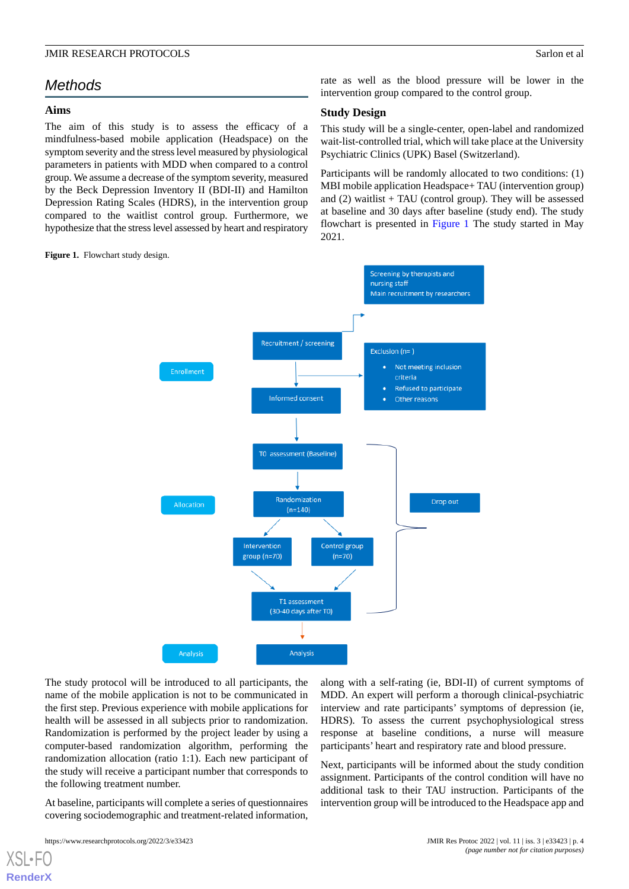## Methods

### Aims

The aim of this study is to assess the efficacy of a mindfulness-based mobile application (Headspace) on the symptom severity and the stress level measured by physiological parameters in patients with MDD when compared to a control group. We assume a decrease of the symptom severity, measured by the Beck Depression Inventory II (BDI-II) and Hamilton Depression Rating Scales (HDRS), in the intervention group compared to the waitlist control group. Furthermore, we hypothesize that the stress level assessed by heart and respiratory rate as well as the blood pressure will be lower in the intervention group compared to the control group.

### Study Design

This study will be a single-center, open-label and randomized wait-list-controlled trial, which will take place at the University Psychiatric Clinics (UPK) Basel (Switzerland).

Participants will be randomly allocated to two conditions: (1) MBI mobile application Headspace+ TAU (intervention group) and (2) waitlist + TAU (control group). They will be assessed at baseline and 30 days after baseline (study end). The study flowchart is presented in Figure 1 The study started in May 2021.

**Figure 1.** Flowchart study design.

Enrollment: Screening by therapists and nursing staff; Main recruitment by researchers → Recruitment / screening → Informed consent. Exclusion (n= ): Not meeting inclusion criteria; Refused to participate; Other reasons.

T0 assessment (Baseline)

Allocation: Randomization (n=140) → Intervention group (n=70); Control group (n=70)

T1 assessment (30-40 days after T0) — Drop out

Analysis: Analysis

The study protocol will be introduced to all participants, the name of the mobile application is not to be communicated in the first step. Previous experience with mobile applications for health will be assessed in all subjects prior to randomization. Randomization is performed by the project leader by using a computer-based randomization algorithm, performing the randomization allocation (ratio 1:1). Each new participant of the study will receive a participant number that corresponds to the following treatment number.

At baseline, participants will complete a series of questionnaires covering sociodemographic and treatment-related information, along with a self-rating (ie, BDI-II) of current symptoms of MDD. An expert will perform a thorough clinical-psychiatric interview and rate participants' symptoms of depression (ie, HDRS). To assess the current psychophysiological stress response at baseline conditions, a nurse will measure participants' heart and respiratory rate and blood pressure.

Next, participants will be informed about the study condition assignment. Participants of the control condition will have no additional task to their TAU instruction. Participants of the intervention group will be introduced to the Headspace app and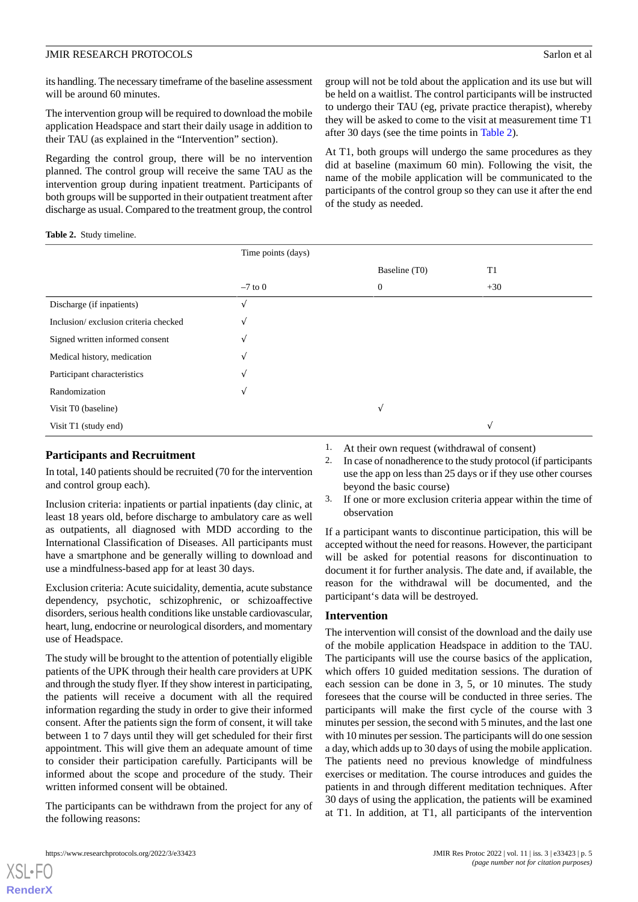its handling. The necessary timeframe of the baseline assessment will be around 60 minutes.

The intervention group will be required to download the mobile application Headspace and start their daily usage in addition to their TAU (as explained in the "Intervention" section).

Regarding the control group, there will be no intervention planned. The control group will receive the same TAU as the intervention group during inpatient treatment. Participants of both groups will be supported in their outpatient treatment after discharge as usual. Compared to the treatment group, the control group will not be told about the application and its use but will be held on a waitlist. The control participants will be instructed to undergo their TAU (eg, private practice therapist), whereby they will be asked to come to the visit at measurement time T1 after 30 days (see the time points in Table 2).

At T1, both groups will undergo the same procedures as they did at baseline (maximum 60 min). Following the visit, the name of the mobile application will be communicated to the participants of the control group so they can use it after the end of the study as needed.

**Table 2.** Study timeline.

| | Time points (days) | | |
|---|---|---|---|
| | | Baseline (T0) | T1 |
| | –7 to 0 | 0 | +30 |
| Discharge (if inpatients) | √ | | |
| Inclusion/ exclusion criteria checked | √ | | |
| Signed written informed consent | √ | | |
| Medical history, medication | √ | | |
| Participant characteristics | √ | | |
| Randomization | √ | | |
| Visit T0 (baseline) | | √ | |
| Visit T1 (study end) | | | √ |

## Participants and Recruitment

In total, 140 patients should be recruited (70 for the intervention and control group each).

Inclusion criteria: inpatients or partial inpatients (day clinic, at least 18 years old, before discharge to ambulatory care as well as outpatients, all diagnosed with MDD according to the International Classification of Diseases. All participants must have a smartphone and be generally willing to download and use a mindfulness-based app for at least 30 days.

Exclusion criteria: Acute suicidality, dementia, acute substance dependency, psychotic, schizophrenic, or schizoaffective disorders, serious health conditions like unstable cardiovascular, heart, lung, endocrine or neurological disorders, and momentary use of Headspace.

The study will be brought to the attention of potentially eligible patients of the UPK through their health care providers at UPK and through the study flyer. If they show interest in participating, the patients will receive a document with all the required information regarding the study in order to give their informed consent. After the patients sign the form of consent, it will take between 1 to 7 days until they will get scheduled for their first appointment. This will give them an adequate amount of time to consider their participation carefully. Participants will be informed about the scope and procedure of the study. Their written informed consent will be obtained.

The participants can be withdrawn from the project for any of the following reasons:

1. At their own request (withdrawal of consent)
2. In case of nonadherence to the study protocol (if participants use the app on less than 25 days or if they use other courses beyond the basic course)
3. If one or more exclusion criteria appear within the time of observation

If a participant wants to discontinue participation, this will be accepted without the need for reasons. However, the participant will be asked for potential reasons for discontinuation to document it for further analysis. The date and, if available, the reason for the withdrawal will be documented, and the participant's data will be destroyed.

## Intervention

The intervention will consist of the download and the daily use of the mobile application Headspace in addition to the TAU. The participants will use the course basics of the application, which offers 10 guided meditation sessions. The duration of each session can be done in 3, 5, or 10 minutes. The study foresees that the course will be conducted in three series. The participants will make the first cycle of the course with 3 minutes per session, the second with 5 minutes, and the last one with 10 minutes per session. The participants will do one session a day, which adds up to 30 days of using the mobile application. The patients need no previous knowledge of mindfulness exercises or meditation. The course introduces and guides the patients in and through different meditation techniques. After 30 days of using the application, the patients will be examined at T1. In addition, at T1, all participants of the intervention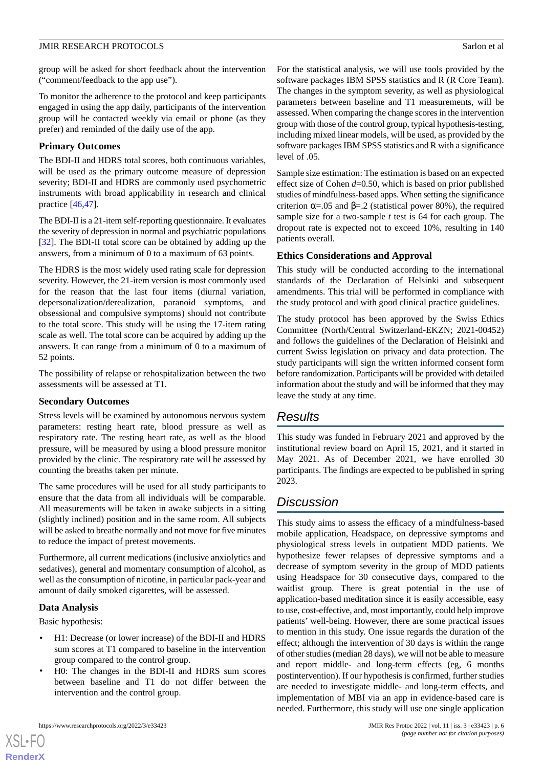group will be asked for short feedback about the intervention ("comment/feedback to the app use").

To monitor the adherence to the protocol and keep participants engaged in using the app daily, participants of the intervention group will be contacted weekly via email or phone (as they prefer) and reminded of the daily use of the app.

### Primary Outcomes

The BDI-II and HDRS total scores, both continuous variables, will be used as the primary outcome measure of depression severity; BDI-II and HDRS are commonly used psychometric instruments with broad applicability in research and clinical practice [46,47].

The BDI-II is a 21-item self-reporting questionnaire. It evaluates the severity of depression in normal and psychiatric populations [32]. The BDI-II total score can be obtained by adding up the answers, from a minimum of 0 to a maximum of 63 points.

The HDRS is the most widely used rating scale for depression severity. However, the 21-item version is most commonly used for the reason that the last four items (diurnal variation, depersonalization/derealization, paranoid symptoms, and obsessional and compulsive symptoms) should not contribute to the total score. This study will be using the 17-item rating scale as well. The total score can be acquired by adding up the answers. It can range from a minimum of 0 to a maximum of 52 points.

The possibility of relapse or rehospitalization between the two assessments will be assessed at T1.

### Secondary Outcomes

Stress levels will be examined by autonomous nervous system parameters: resting heart rate, blood pressure as well as respiratory rate. The resting heart rate, as well as the blood pressure, will be measured by using a blood pressure monitor provided by the clinic. The respiratory rate will be assessed by counting the breaths taken per minute.

The same procedures will be used for all study participants to ensure that the data from all individuals will be comparable. All measurements will be taken in awake subjects in a sitting (slightly inclined) position and in the same room. All subjects will be asked to breathe normally and not move for five minutes to reduce the impact of pretest movements.

Furthermore, all current medications (inclusive anxiolytics and sedatives), general and momentary consumption of alcohol, as well as the consumption of nicotine, in particular pack-year and amount of daily smoked cigarettes, will be assessed.

### Data Analysis

Basic hypothesis:

- H1: Decrease (or lower increase) of the BDI-II and HDRS sum scores at T1 compared to baseline in the intervention group compared to the control group.
- H0: The changes in the BDI-II and HDRS sum scores between baseline and T1 do not differ between the intervention and the control group.

For the statistical analysis, we will use tools provided by the software packages IBM SPSS statistics and R (R Core Team). The changes in the symptom severity, as well as physiological parameters between baseline and T1 measurements, will be assessed. When comparing the change scores in the intervention group with those of the control group, typical hypothesis-testing, including mixed linear models, will be used, as provided by the software packages IBM SPSS statistics and R with a significance level of .05.

Sample size estimation: The estimation is based on an expected effect size of Cohen $d$=0.50, which is based on prior published studies of mindfulness-based apps. When setting the significance criterion $\alpha$=.05 and $\beta$=.2 (statistical power 80%), the required sample size for a two-sample $t$ test is 64 for each group. The dropout rate is expected not to exceed 10%, resulting in 140 patients overall.

### Ethics Considerations and Approval

This study will be conducted according to the international standards of the Declaration of Helsinki and subsequent amendments. This trial will be performed in compliance with the study protocol and with good clinical practice guidelines.

The study protocol has been approved by the Swiss Ethics Committee (North/Central Switzerland-EKZN; 2021-00452) and follows the guidelines of the Declaration of Helsinki and current Swiss legislation on privacy and data protection. The study participants will sign the written informed consent form before randomization. Participants will be provided with detailed information about the study and will be informed that they may leave the study at any time.

## Results

This study was funded in February 2021 and approved by the institutional review board on April 15, 2021, and it started in May 2021. As of December 2021, we have enrolled 30 participants. The findings are expected to be published in spring 2023.

## Discussion

This study aims to assess the efficacy of a mindfulness-based mobile application, Headspace, on depressive symptoms and physiological stress levels in outpatient MDD patients. We hypothesize fewer relapses of depressive symptoms and a decrease of symptom severity in the group of MDD patients using Headspace for 30 consecutive days, compared to the waitlist group. There is great potential in the use of application-based meditation since it is easily accessible, easy to use, cost-effective, and, most importantly, could help improve patients' well-being. However, there are some practical issues to mention in this study. One issue regards the duration of the effect; although the intervention of 30 days is within the range of other studies (median 28 days), we will not be able to measure and report middle- and long-term effects (eg, 6 months postintervention). If our hypothesis is confirmed, further studies are needed to investigate middle- and long-term effects, and implementation of MBI via an app in evidence-based care is needed. Furthermore, this study will use one single application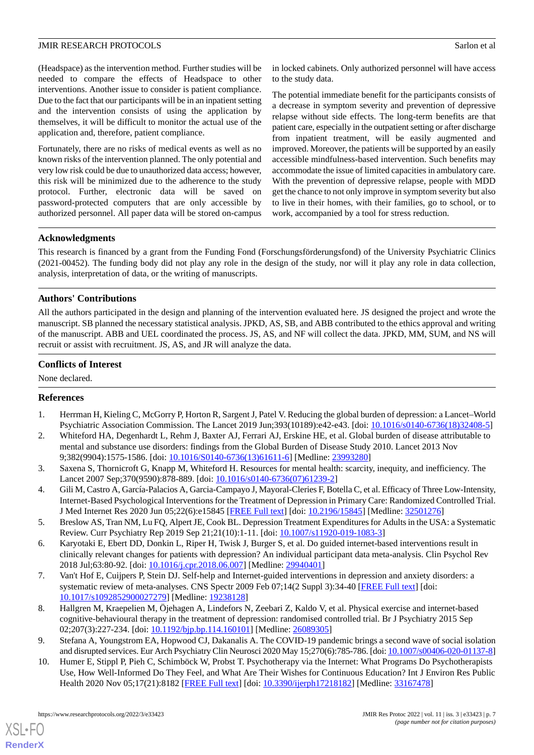(Headspace) as the intervention method. Further studies will be needed to compare the effects of Headspace to other interventions. Another issue to consider is patient compliance. Due to the fact that our participants will be in an inpatient setting and the intervention consists of using the application by themselves, it will be difficult to monitor the actual use of the application and, therefore, patient compliance.

Fortunately, there are no risks of medical events as well as no known risks of the intervention planned. The only potential and very low risk could be due to unauthorized data access; however, this risk will be minimized due to the adherence to the study protocol. Further, electronic data will be saved on password-protected computers that are only accessible by authorized personnel. All paper data will be stored on-campus in locked cabinets. Only authorized personnel will have access to the study data.

The potential immediate benefit for the participants consists of a decrease in symptom severity and prevention of depressive relapse without side effects. The long-term benefits are that patient care, especially in the outpatient setting or after discharge from inpatient treatment, will be easily augmented and improved. Moreover, the patients will be supported by an easily accessible mindfulness-based intervention. Such benefits may accommodate the issue of limited capacities in ambulatory care. With the prevention of depressive relapse, people with MDD get the chance to not only improve in symptom severity but also to live in their homes, with their families, go to school, or to work, accompanied by a tool for stress reduction.

## Acknowledgments

This research is financed by a grant from the Funding Fond (Forschungsförderungsfond) of the University Psychiatric Clinics (2021-00452). The funding body did not play any role in the design of the study, nor will it play any role in data collection, analysis, interpretation of data, or the writing of manuscripts.

## Authors' Contributions

All the authors participated in the design and planning of the intervention evaluated here. JS designed the project and wrote the manuscript. SB planned the necessary statistical analysis. JPKD, AS, SB, and ABB contributed to the ethics approval and writing of the manuscript. ABB and UEL coordinated the process. JS, AS, and NF will collect the data. JPKD, MM, SUM, and NS will recruit or assist with recruitment. JS, AS, and JR will analyze the data.

## Conflicts of Interest

None declared.

## References

1. Herrman H, Kieling C, McGorry P, Horton R, Sargent J, Patel V. Reducing the global burden of depression: a Lancet–World Psychiatric Association Commission. The Lancet 2019 Jun;393(10189):e42-e43. [doi: 10.1016/s0140-6736(18)32408-5]
2. Whiteford HA, Degenhardt L, Rehm J, Baxter AJ, Ferrari AJ, Erskine HE, et al. Global burden of disease attributable to mental and substance use disorders: findings from the Global Burden of Disease Study 2010. Lancet 2013 Nov 9;382(9904):1575-1586. [doi: 10.1016/S0140-6736(13)61611-6] [Medline: 23993280]
3. Saxena S, Thornicroft G, Knapp M, Whiteford H. Resources for mental health: scarcity, inequity, and inefficiency. The Lancet 2007 Sep;370(9590):878-889. [doi: 10.1016/s0140-6736(07)61239-2]
4. Gili M, Castro A, García-Palacios A, Garcia-Campayo J, Mayoral-Cleries F, Botella C, et al. Efficacy of Three Low-Intensity, Internet-Based Psychological Interventions for the Treatment of Depression in Primary Care: Randomized Controlled Trial. J Med Internet Res 2020 Jun 05;22(6):e15845 [FREE Full text] [doi: 10.2196/15845] [Medline: 32501276]
5. Breslow AS, Tran NM, Lu FQ, Alpert JE, Cook BL. Depression Treatment Expenditures for Adults in the USA: a Systematic Review. Curr Psychiatry Rep 2019 Sep 21;21(10):1-11. [doi: 10.1007/s11920-019-1083-3]
6. Karyotaki E, Ebert DD, Donkin L, Riper H, Twisk J, Burger S, et al. Do guided internet-based interventions result in clinically relevant changes for patients with depression? An individual participant data meta-analysis. Clin Psychol Rev 2018 Jul;63:80-92. [doi: 10.1016/j.cpr.2018.06.007] [Medline: 29940401]
7. Van't Hof E, Cuijpers P, Stein DJ. Self-help and Internet-guided interventions in depression and anxiety disorders: a systematic review of meta-analyses. CNS Spectr 2009 Feb 07;14(2 Suppl 3):34-40 [FREE Full text] [doi: 10.1017/s1092852900027279] [Medline: 19238128]
8. Hallgren M, Kraepelien M, Öjehagen A, Lindefors N, Zeebari Z, Kaldo V, et al. Physical exercise and internet-based cognitive-behavioural therapy in the treatment of depression: randomised controlled trial. Br J Psychiatry 2015 Sep 02;207(3):227-234. [doi: 10.1192/bjp.bp.114.160101] [Medline: 26089305]
9. Stefana A, Youngstrom EA, Hopwood CJ, Dakanalis A. The COVID-19 pandemic brings a second wave of social isolation and disrupted services. Eur Arch Psychiatry Clin Neurosci 2020 May 15;270(6):785-786. [doi: 10.1007/s00406-020-01137-8]
10. Humer E, Stippl P, Pieh C, Schimböck W, Probst T. Psychotherapy via the Internet: What Programs Do Psychotherapists Use, How Well-Informed Do They Feel, and What Are Their Wishes for Continuous Education? Int J Environ Res Public Health 2020 Nov 05;17(21):8182 [FREE Full text] [doi: 10.3390/ijerph17218182] [Medline: 33167478]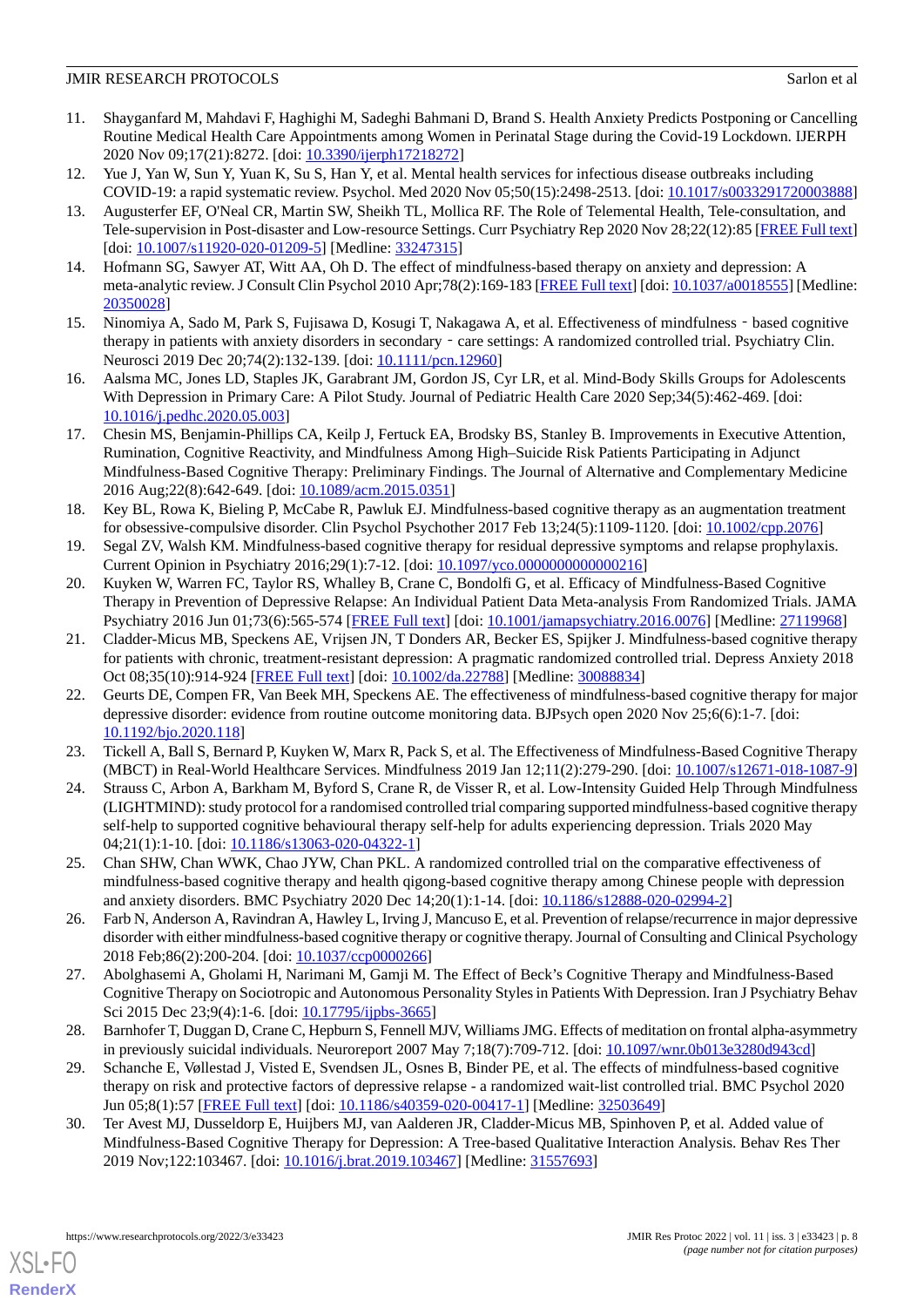11. Shayganfard M, Mahdavi F, Haghighi M, Sadeghi Bahmani D, Brand S. Health Anxiety Predicts Postponing or Cancelling Routine Medical Health Care Appointments among Women in Perinatal Stage during the Covid-19 Lockdown. IJERPH 2020 Nov 09;17(21):8272. [doi: 10.3390/ijerph17218272]
12. Yue J, Yan W, Sun Y, Yuan K, Su S, Han Y, et al. Mental health services for infectious disease outbreaks including COVID-19: a rapid systematic review. Psychol. Med 2020 Nov 05;50(15):2498-2513. [doi: 10.1017/s0033291720003888]
13. Augusterfer EF, O'Neal CR, Martin SW, Sheikh TL, Mollica RF. The Role of Telemental Health, Tele-consultation, and Tele-supervision in Post-disaster and Low-resource Settings. Curr Psychiatry Rep 2020 Nov 28;22(12):85 [FREE Full text] [doi: 10.1007/s11920-020-01209-5] [Medline: 33247315]
14. Hofmann SG, Sawyer AT, Witt AA, Oh D. The effect of mindfulness-based therapy on anxiety and depression: A meta-analytic review. J Consult Clin Psychol 2010 Apr;78(2):169-183 [FREE Full text] [doi: 10.1037/a0018555] [Medline: 20350028]
15. Ninomiya A, Sado M, Park S, Fujisawa D, Kosugi T, Nakagawa A, et al. Effectiveness of mindfulness‐based cognitive therapy in patients with anxiety disorders in secondary‐care settings: A randomized controlled trial. Psychiatry Clin. Neurosci 2019 Dec 20;74(2):132-139. [doi: 10.1111/pcn.12960]
16. Aalsma MC, Jones LD, Staples JK, Garabrant JM, Gordon JS, Cyr LR, et al. Mind-Body Skills Groups for Adolescents With Depression in Primary Care: A Pilot Study. Journal of Pediatric Health Care 2020 Sep;34(5):462-469. [doi: 10.1016/j.pedhc.2020.05.003]
17. Chesin MS, Benjamin-Phillips CA, Keilp J, Fertuck EA, Brodsky BS, Stanley B. Improvements in Executive Attention, Rumination, Cognitive Reactivity, and Mindfulness Among High–Suicide Risk Patients Participating in Adjunct Mindfulness-Based Cognitive Therapy: Preliminary Findings. The Journal of Alternative and Complementary Medicine 2016 Aug;22(8):642-649. [doi: 10.1089/acm.2015.0351]
18. Key BL, Rowa K, Bieling P, McCabe R, Pawluk EJ. Mindfulness-based cognitive therapy as an augmentation treatment for obsessive-compulsive disorder. Clin Psychol Psychother 2017 Feb 13;24(5):1109-1120. [doi: 10.1002/cpp.2076]
19. Segal ZV, Walsh KM. Mindfulness-based cognitive therapy for residual depressive symptoms and relapse prophylaxis. Current Opinion in Psychiatry 2016;29(1):7-12. [doi: 10.1097/yco.0000000000000216]
20. Kuyken W, Warren FC, Taylor RS, Whalley B, Crane C, Bondolfi G, et al. Efficacy of Mindfulness-Based Cognitive Therapy in Prevention of Depressive Relapse: An Individual Patient Data Meta-analysis From Randomized Trials. JAMA Psychiatry 2016 Jun 01;73(6):565-574 [FREE Full text] [doi: 10.1001/jamapsychiatry.2016.0076] [Medline: 27119968]
21. Cladder-Micus MB, Speckens AE, Vrijsen JN, T Donders AR, Becker ES, Spijker J. Mindfulness-based cognitive therapy for patients with chronic, treatment-resistant depression: A pragmatic randomized controlled trial. Depress Anxiety 2018 Oct 08;35(10):914-924 [FREE Full text] [doi: 10.1002/da.22788] [Medline: 30088834]
22. Geurts DE, Compen FR, Van Beek MH, Speckens AE. The effectiveness of mindfulness-based cognitive therapy for major depressive disorder: evidence from routine outcome monitoring data. BJPsych open 2020 Nov 25;6(6):1-7. [doi: 10.1192/bjo.2020.118]
23. Tickell A, Ball S, Bernard P, Kuyken W, Marx R, Pack S, et al. The Effectiveness of Mindfulness-Based Cognitive Therapy (MBCT) in Real-World Healthcare Services. Mindfulness 2019 Jan 12;11(2):279-290. [doi: 10.1007/s12671-018-1087-9]
24. Strauss C, Arbon A, Barkham M, Byford S, Crane R, de Visser R, et al. Low-Intensity Guided Help Through Mindfulness (LIGHTMIND): study protocol for a randomised controlled trial comparing supported mindfulness-based cognitive therapy self-help to supported cognitive behavioural therapy self-help for adults experiencing depression. Trials 2020 May 04;21(1):1-10. [doi: 10.1186/s13063-020-04322-1]
25. Chan SHW, Chan WWK, Chao JYW, Chan PKL. A randomized controlled trial on the comparative effectiveness of mindfulness-based cognitive therapy and health qigong-based cognitive therapy among Chinese people with depression and anxiety disorders. BMC Psychiatry 2020 Dec 14;20(1):1-14. [doi: 10.1186/s12888-020-02994-2]
26. Farb N, Anderson A, Ravindran A, Hawley L, Irving J, Mancuso E, et al. Prevention of relapse/recurrence in major depressive disorder with either mindfulness-based cognitive therapy or cognitive therapy. Journal of Consulting and Clinical Psychology 2018 Feb;86(2):200-204. [doi: 10.1037/ccp0000266]
27. Abolghasemi A, Gholami H, Narimani M, Gamji M. The Effect of Beck's Cognitive Therapy and Mindfulness-Based Cognitive Therapy on Sociotropic and Autonomous Personality Styles in Patients With Depression. Iran J Psychiatry Behav Sci 2015 Dec 23;9(4):1-6. [doi: 10.17795/ijpbs-3665]
28. Barnhofer T, Duggan D, Crane C, Hepburn S, Fennell MJV, Williams JMG. Effects of meditation on frontal alpha-asymmetry in previously suicidal individuals. Neuroreport 2007 May 7;18(7):709-712. [doi: 10.1097/wnr.0b013e3280d943cd]
29. Schanche E, Vøllestad J, Visted E, Svendsen JL, Osnes B, Binder PE, et al. The effects of mindfulness-based cognitive therapy on risk and protective factors of depressive relapse - a randomized wait-list controlled trial. BMC Psychol 2020 Jun 05;8(1):57 [FREE Full text] [doi: 10.1186/s40359-020-00417-1] [Medline: 32503649]
30. Ter Avest MJ, Dusseldorp E, Huijbers MJ, van Aalderen JR, Cladder-Micus MB, Spinhoven P, et al. Added value of Mindfulness-Based Cognitive Therapy for Depression: A Tree-based Qualitative Interaction Analysis. Behav Res Ther 2019 Nov;122:103467. [doi: 10.1016/j.brat.2019.103467] [Medline: 31557693]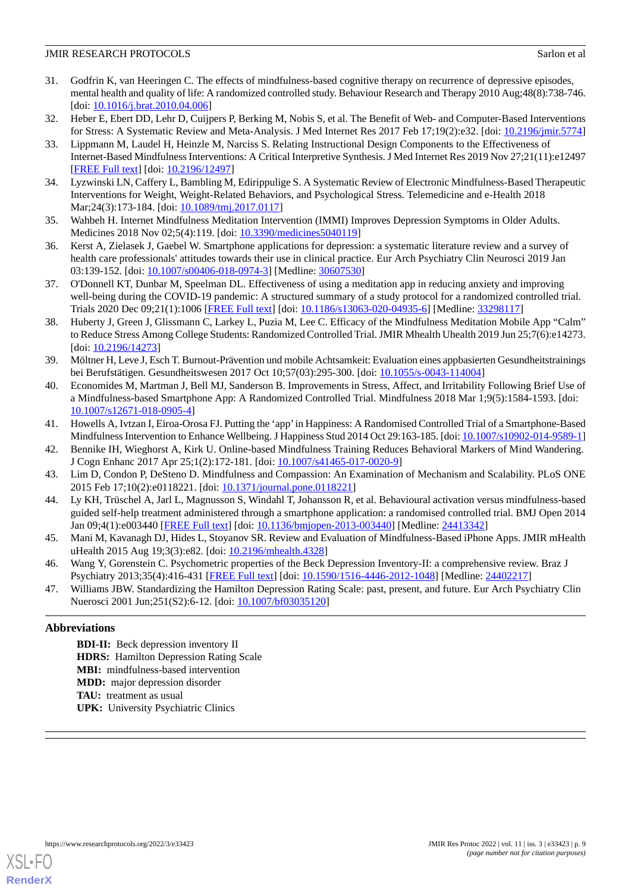31. Godfrin K, van Heeringen C. The effects of mindfulness-based cognitive therapy on recurrence of depressive episodes, mental health and quality of life: A randomized controlled study. Behaviour Research and Therapy 2010 Aug;48(8):738-746. [doi: 10.1016/j.brat.2010.04.006]
32. Heber E, Ebert DD, Lehr D, Cuijpers P, Berking M, Nobis S, et al. The Benefit of Web- and Computer-Based Interventions for Stress: A Systematic Review and Meta-Analysis. J Med Internet Res 2017 Feb 17;19(2):e32. [doi: 10.2196/jmir.5774]
33. Lippmann M, Laudel H, Heinzle M, Narciss S. Relating Instructional Design Components to the Effectiveness of Internet-Based Mindfulness Interventions: A Critical Interpretive Synthesis. J Med Internet Res 2019 Nov 27;21(11):e12497 [FREE Full text] [doi: 10.2196/12497]
34. Lyzwinski LN, Caffery L, Bambling M, Edirippulige S. A Systematic Review of Electronic Mindfulness-Based Therapeutic Interventions for Weight, Weight-Related Behaviors, and Psychological Stress. Telemedicine and e-Health 2018 Mar;24(3):173-184. [doi: 10.1089/tmj.2017.0117]
35. Wahbeh H. Internet Mindfulness Meditation Intervention (IMMI) Improves Depression Symptoms in Older Adults. Medicines 2018 Nov 02;5(4):119. [doi: 10.3390/medicines5040119]
36. Kerst A, Zielasek J, Gaebel W. Smartphone applications for depression: a systematic literature review and a survey of health care professionals' attitudes towards their use in clinical practice. Eur Arch Psychiatry Clin Neurosci 2019 Jan 03:139-152. [doi: 10.1007/s00406-018-0974-3] [Medline: 30607530]
37. O'Donnell KT, Dunbar M, Speelman DL. Effectiveness of using a meditation app in reducing anxiety and improving well-being during the COVID-19 pandemic: A structured summary of a study protocol for a randomized controlled trial. Trials 2020 Dec 09;21(1):1006 [FREE Full text] [doi: 10.1186/s13063-020-04935-6] [Medline: 33298117]
38. Huberty J, Green J, Glissmann C, Larkey L, Puzia M, Lee C. Efficacy of the Mindfulness Meditation Mobile App "Calm" to Reduce Stress Among College Students: Randomized Controlled Trial. JMIR Mhealth Uhealth 2019 Jun 25;7(6):e14273. [doi: 10.2196/14273]
39. Möltner H, Leve J, Esch T. Burnout-Prävention und mobile Achtsamkeit: Evaluation eines appbasierten Gesundheitstrainings bei Berufstätigen. Gesundheitswesen 2017 Oct 10;57(03):295-300. [doi: 10.1055/s-0043-114004]
40. Economides M, Martman J, Bell MJ, Sanderson B. Improvements in Stress, Affect, and Irritability Following Brief Use of a Mindfulness-based Smartphone App: A Randomized Controlled Trial. Mindfulness 2018 Mar 1;9(5):1584-1593. [doi: 10.1007/s12671-018-0905-4]
41. Howells A, Ivtzan I, Eiroa-Orosa FJ. Putting the 'app' in Happiness: A Randomised Controlled Trial of a Smartphone-Based Mindfulness Intervention to Enhance Wellbeing. J Happiness Stud 2014 Oct 29:163-185. [doi: 10.1007/s10902-014-9589-1]
42. Bennike IH, Wieghorst A, Kirk U. Online-based Mindfulness Training Reduces Behavioral Markers of Mind Wandering. J Cogn Enhanc 2017 Apr 25;1(2):172-181. [doi: 10.1007/s41465-017-0020-9]
43. Lim D, Condon P, DeSteno D. Mindfulness and Compassion: An Examination of Mechanism and Scalability. PLoS ONE 2015 Feb 17;10(2):e0118221. [doi: 10.1371/journal.pone.0118221]
44. Ly KH, Trüschel A, Jarl L, Magnusson S, Windahl T, Johansson R, et al. Behavioural activation versus mindfulness-based guided self-help treatment administered through a smartphone application: a randomised controlled trial. BMJ Open 2014 Jan 09;4(1):e003440 [FREE Full text] [doi: 10.1136/bmjopen-2013-003440] [Medline: 24413342]
45. Mani M, Kavanagh DJ, Hides L, Stoyanov SR. Review and Evaluation of Mindfulness-Based iPhone Apps. JMIR mHealth uHealth 2015 Aug 19;3(3):e82. [doi: 10.2196/mhealth.4328]
46. Wang Y, Gorenstein C. Psychometric properties of the Beck Depression Inventory-II: a comprehensive review. Braz J Psychiatry 2013;35(4):416-431 [FREE Full text] [doi: 10.1590/1516-4446-2012-1048] [Medline: 24402217]
47. Williams JBW. Standardizing the Hamilton Depression Rating Scale: past, present, and future. Eur Arch Psychiatry Clin Nuerosci 2001 Jun;251(S2):6-12. [doi: 10.1007/bf03035120]

## Abbreviations

**BDI-II:** Beck depression inventory II
**HDRS:** Hamilton Depression Rating Scale
**MBI:** mindfulness-based intervention
**MDD:** major depression disorder
**TAU:** treatment as usual
**UPK:** University Psychiatric Clinics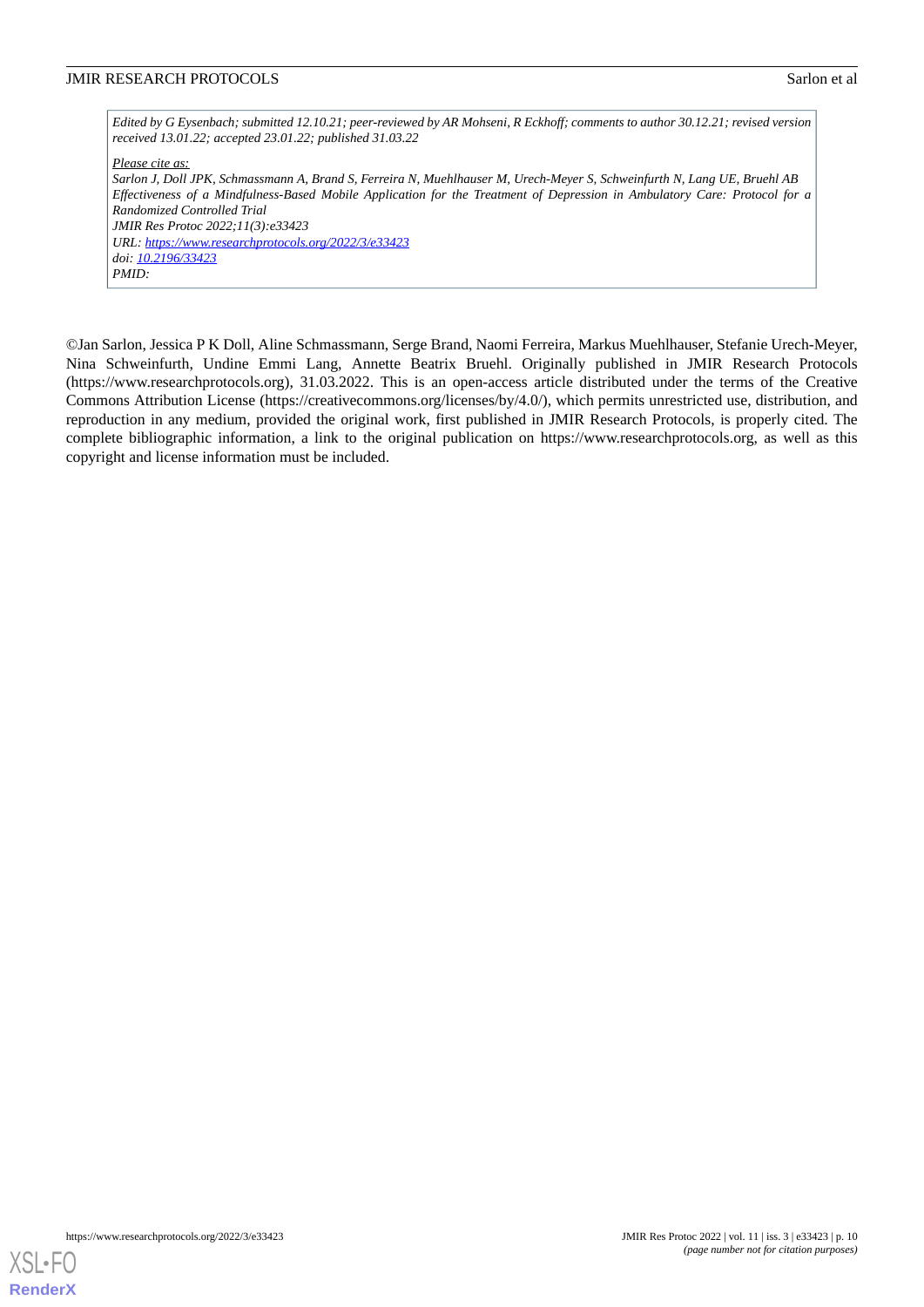*Edited by G Eysenbach; submitted 12.10.21; peer-reviewed by AR Mohseni, R Eckhoff; comments to author 30.12.21; revised version received 13.01.22; accepted 23.01.22; published 31.03.22*

*Please cite as:*
*Sarlon J, Doll JPK, Schmassmann A, Brand S, Ferreira N, Muehlhauser M, Urech-Meyer S, Schweinfurth N, Lang UE, Bruehl AB*
*Effectiveness of a Mindfulness-Based Mobile Application for the Treatment of Depression in Ambulatory Care: Protocol for a Randomized Controlled Trial*
*JMIR Res Protoc 2022;11(3):e33423*
*URL: https://www.researchprotocols.org/2022/3/e33423*
*doi: 10.2196/33423*
*PMID:*

©Jan Sarlon, Jessica P K Doll, Aline Schmassmann, Serge Brand, Naomi Ferreira, Markus Muehlhauser, Stefanie Urech-Meyer, Nina Schweinfurth, Undine Emmi Lang, Annette Beatrix Bruehl. Originally published in JMIR Research Protocols (https://www.researchprotocols.org), 31.03.2022. This is an open-access article distributed under the terms of the Creative Commons Attribution License (https://creativecommons.org/licenses/by/4.0/), which permits unrestricted use, distribution, and reproduction in any medium, provided the original work, first published in JMIR Research Protocols, is properly cited. The complete bibliographic information, a link to the original publication on https://www.researchprotocols.org, as well as this copyright and license information must be included.